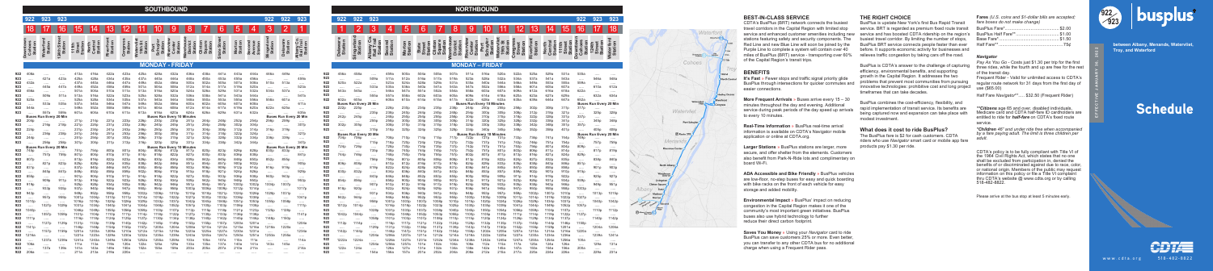## SOUTHBOUND

922 923

### MONDAY - FRIDAY

## NORTHBOUND

922 923

### MONDAY - FRIDAY

## BEST-IN-CLASS SERVICE

CDTA's BusPlus (BRT) network connects the busiest travel corridors in the Capital Region with limited stop service and enhanced customer amenities including new stations featuring safety and security components. The Red Line and new Blue Line will soon be joined by the Purple Line to complete a system will contain over 40 miles of BusPlus (BRT) service – transporting over 60% of the Capital Region's transit trips.

## BENEFITS

**It's Fast** • Fewer stops and traffic signal priority gives BusPlus through intersections for quicker commutes and easier connections.

**More Frequent Arrivals** • Buses arrive every 15 – 30 minutes throughout the day and evening. Additional service during peak periods of the day speed up arrivals to every 10 minutes.

**Real-Time Information** • BusPlus real-time arrival information is available on CDTA's Navigator mobile application or online at CDTA.org.

**Larger Stations** • BusPlus stations are larger, more secure, and offer shelter from the elements. Customers also benefit from Park-N-Ride lots and complimentary on board Wi-Fi.

**ADA Accessible and Bike Friendly** • BusPlus vehicles are low-floor, no-step buses for easy and quick boarding with bike racks on the front of each vehicle for easy storage and added mobility.

**Environmental Impact** • BusPlus' impact on reducing congestion in the Capital Region makes it one of the community's most important green initiatives. BusPlus buses also use hybrid technology to further reduce their diesel carbon footprint.

**Saves You Money** • Using your Navigator card to ride BusPlus can save customers 25% or more. Even better, you can transfer to any other CDTA bus for no additional charge when using a Frequent Rider pass.

## THE RIGHT CHOICE

BusPlus is a game changer. New York's first Bus Rapid Transit service, BRT is regarded as premium fixed route transit service and has boosted CDTA ridership on the region's busiest travel corridor. By limiting the number of stops, BusPlus BRT service connects people faster than ever before. It supports economic activity for businesses and relieves traffic congestion by taking cars off the road.

BusPlus is CDTA's answer to the challenge of capturing efficiency, environmental benefits, and supporting growth in the Capital Region. It addresses the two problems that prevent most communities from pursuing innovative technologies: prohibitive cost and long project timeframes that can take decades.

BusPlus combines the cost-efficiency, flexibility, and rapid implementation of transit service. Its benefits are being captured now and expansion can take place with modest investment.

### What does it cost to ride BusPlus?

The BusPlus fare is $2 for cash customers. CDTA riders who use Navigator smart card or mobile app fare products pay $1.30 per ride.

**Fares** *(U.S. coins and $1-dollar bills are accepted; fare boxes do not make change)*

BusPlus Fare* ........ $2.00
BusPlus Half Fare** ........ $1.00
Base Fare* ........ $1.50
Half Fare** ........ 75¢

**Navigator**

*Pay As You Go* - Costs just $1.30 per trip for the first three rides, while the fourth and up are free for the rest of the travel day.

Frequent Rider - Valid for unlimited access to CDTA's regular route network for 31 days from the first day of use ($65.00)

Half Fare Navigator**..... $32.50 (Frequent Rider)

***Citizens age 65 and over, disabled individuals, Medicare card and CDTA half-fare ID cardholders are entitled to ride for half-fare on CDTA's fixed route service.*

**Children 46" and under ride free when accompanied by a fare paying adult. The limit is three children per adult.*

CDTA's policy is to be fully compliant with Title VI of the 1964 Civil Rights Act, which states that no one shall be excluded from participation in, denied the benefits of or discriminated against due to race, color, or national origin. Members of the public may request information on this policy or file a Title VI complaint thru CDTA's website @ www.cdta.org or by calling 518-482-8822.

Please arrive at the bus stop at least 5 minutes early.

# busplus

922 923

between Albany, Menands, Watervliet, Troy, and Waterford

## Schedule

EFFECTIVE JANUARY 15, 2023

CDTA

www.cdta.org 518-482-8822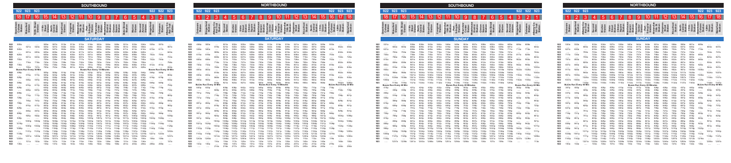## SOUTHBOUND

922 923 923

### SATURDAY

## NORTHBOUND

922 923 923

### SATURDAY

## SOUTHBOUND

922 923 923

### SUNDAY

## NORTHBOUND

922 923 923

### SUNDAY